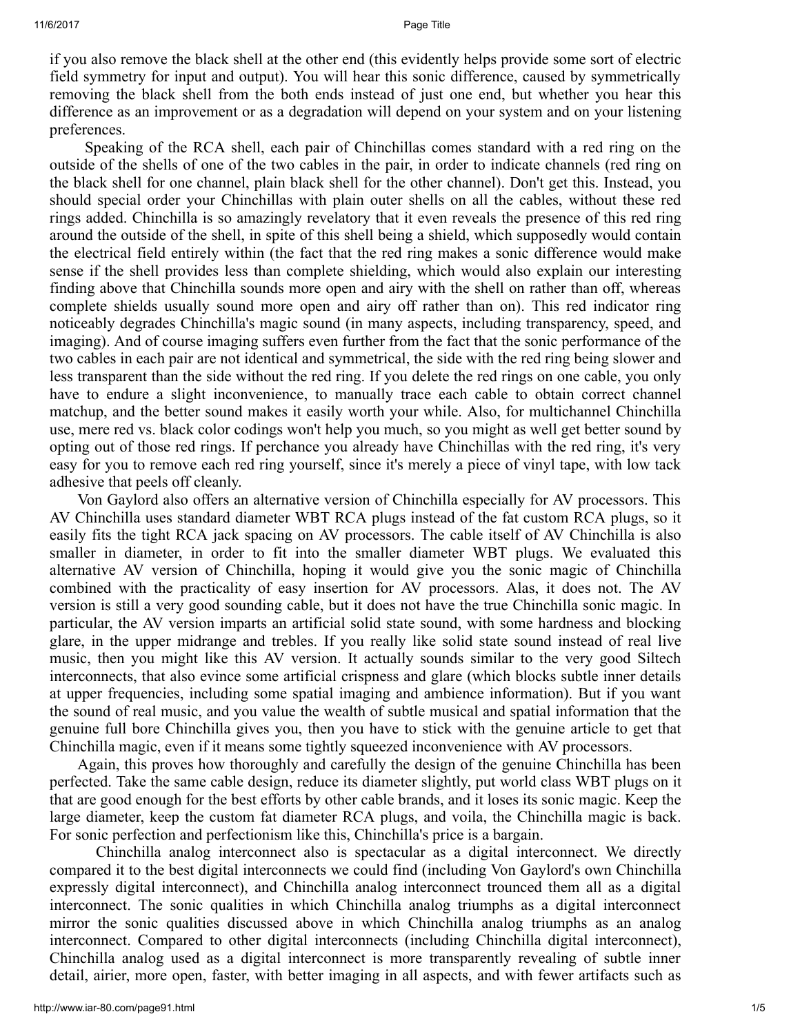if you also remove the black shell at the other end (this evidently helps provide some sort of electric field symmetry for input and output). You will hear this sonic difference, caused by symmetrically removing the black shell from the both ends instead of just one end, but whether you hear this difference as an improvement or as a degradation will depend on your system and on your listening preferences.

Speaking of the RCA shell, each pair of Chinchillas comes standard with a red ring on the outside of the shells of one of the two cables in the pair, in order to indicate channels (red ring on the black shell for one channel, plain black shell for the other channel). Don't get this. Instead, you should special order your Chinchillas with plain outer shells on all the cables, without these red rings added. Chinchilla is so amazingly revelatory that it even reveals the presence of this red ring around the outside of the shell, in spite of this shell being a shield, which supposedly would contain the electrical field entirely within (the fact that the red ring makes a sonic difference would make sense if the shell provides less than complete shielding, which would also explain our interesting finding above that Chinchilla sounds more open and airy with the shell on rather than off, whereas complete shields usually sound more open and airy off rather than on). This red indicator ring noticeably degrades Chinchilla's magic sound (in many aspects, including transparency, speed, and imaging). And of course imaging suffers even further from the fact that the sonic performance of the two cables in each pair are not identical and symmetrical, the side with the red ring being slower and less transparent than the side without the red ring. If you delete the red rings on one cable, you only have to endure a slight inconvenience, to manually trace each cable to obtain correct channel matchup, and the better sound makes it easily worth your while. Also, for multichannel Chinchilla use, mere red vs. black color codings won't help you much, so you might as well get better sound by opting out of those red rings. If perchance you already have Chinchillas with the red ring, it's very easy for you to remove each red ring yourself, since it's merely a piece of vinyl tape, with low tack adhesive that peels off cleanly.

Von Gaylord also offers an alternative version of Chinchilla especially for AV processors. This AV Chinchilla uses standard diameter WBT RCA plugs instead of the fat custom RCA plugs, so it easily fits the tight RCA jack spacing on AV processors. The cable itself of AV Chinchilla is also smaller in diameter, in order to fit into the smaller diameter WBT plugs. We evaluated this alternative AV version of Chinchilla, hoping it would give you the sonic magic of Chinchilla combined with the practicality of easy insertion for AV processors. Alas, it does not. The AV version is still a very good sounding cable, but it does not have the true Chinchilla sonic magic. In particular, the AV version imparts an artificial solid state sound, with some hardness and blocking glare, in the upper midrange and trebles. If you really like solid state sound instead of real live music, then you might like this AV version. It actually sounds similar to the very good Siltech interconnects, that also evince some artificial crispness and glare (which blocks subtle inner details at upper frequencies, including some spatial imaging and ambience information). But if you want the sound of real music, and you value the wealth of subtle musical and spatial information that the genuine full bore Chinchilla gives you, then you have to stick with the genuine article to get that Chinchilla magic, even if it means some tightly squeezed inconvenience with AV processors.

Again, this proves how thoroughly and carefully the design of the genuine Chinchilla has been perfected. Take the same cable design, reduce its diameter slightly, put world class WBT plugs on it that are good enough for the best efforts by other cable brands, and it loses its sonic magic. Keep the large diameter, keep the custom fat diameter RCA plugs, and voila, the Chinchilla magic is back. For sonic perfection and perfectionism like this, Chinchilla's price is a bargain.

Chinchilla analog interconnect also is spectacular as a digital interconnect. We directly compared it to the best digital interconnects we could find (including Von Gaylord's own Chinchilla expressly digital interconnect), and Chinchilla analog interconnect trounced them all as a digital interconnect. The sonic qualities in which Chinchilla analog triumphs as a digital interconnect mirror the sonic qualities discussed above in which Chinchilla analog triumphs as an analog interconnect. Compared to other digital interconnects (including Chinchilla digital interconnect), Chinchilla analog used as a digital interconnect is more transparently revealing of subtle inner detail, airier, more open, faster, with better imaging in all aspects, and with fewer artifacts such as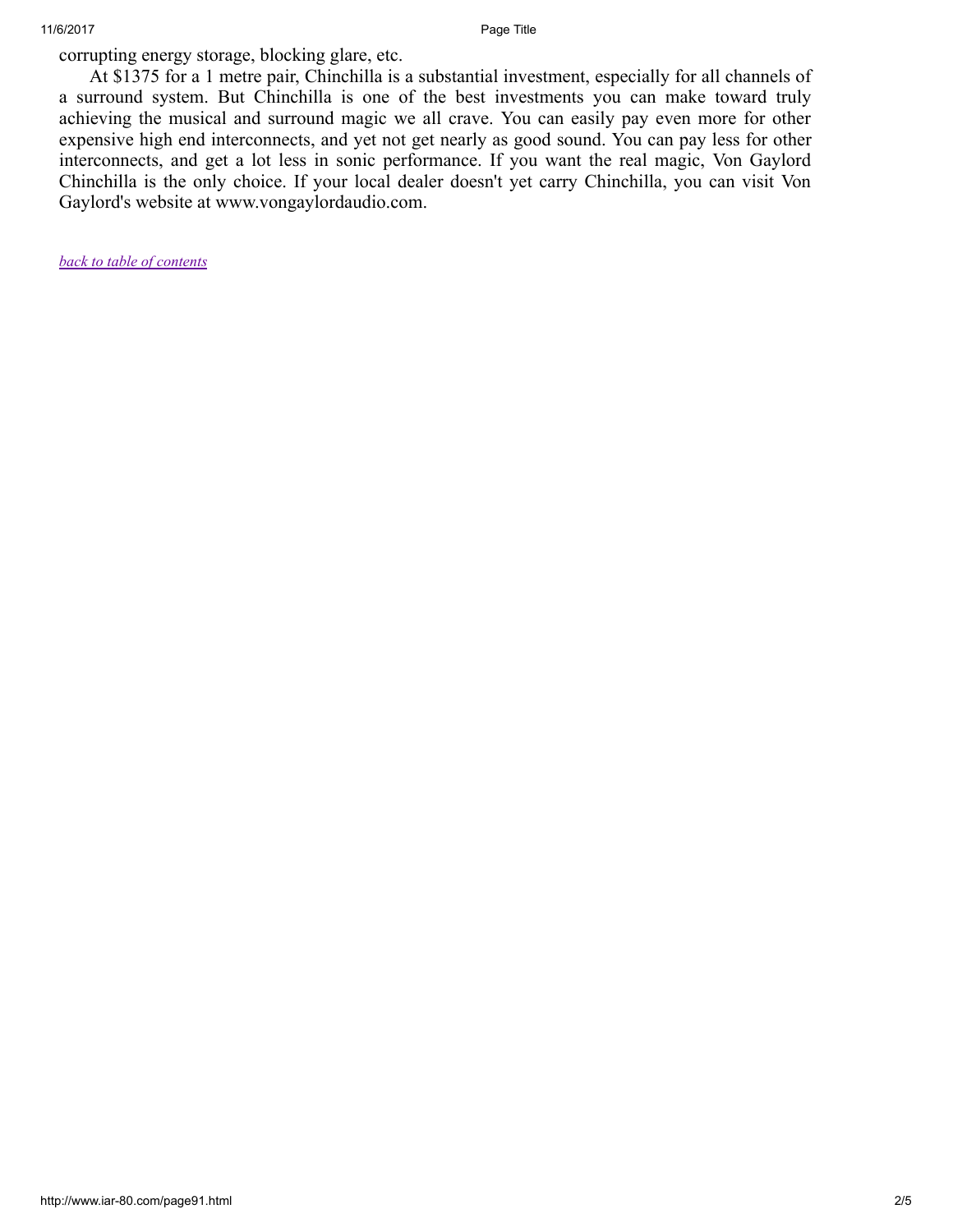corrupting energy storage, blocking glare, etc.

At $1375 for a 1 metre pair, Chinchilla is a substantial investment, especially for all channels of a surround system. But Chinchilla is one of the best investments you can make toward truly achieving the musical and surround magic we all crave. You can easily pay even more for other expensive high end interconnects, and yet not get nearly as good sound. You can pay less for other interconnects, and get a lot less in sonic performance. If you want the real magic, Von Gaylord Chinchilla is the only choice. If your local dealer doesn't yet carry Chinchilla, you can visit Von Gaylord's website at www.vongaylordaudio.com.

*back to table of contents*